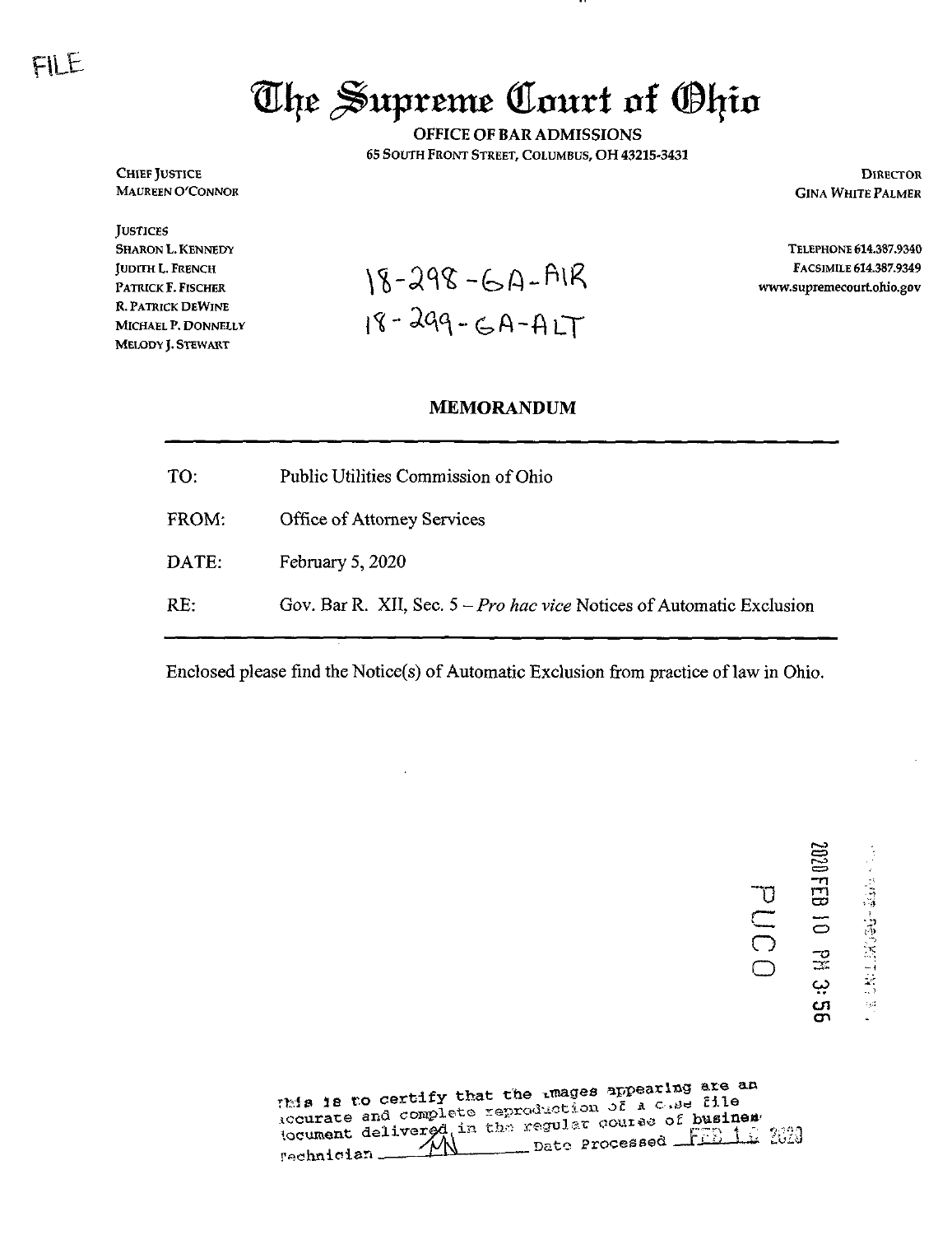FILE

# The Supreme Court of Ohio

**OFFICE OF BAR ADMISSIONS**

65 SOUTH FRONT STREET, COLUMBUS, OH 43215-3431

CHIEF JUSTICE
MAUREEN O'CONNOR

DIRECTOR
GINA WHITE PALMER

JUSTICES
SHARON L. KENNEDY
JUDITH L. FRENCH
PATRICK F. FISCHER
R. PATRICK DEWINE
MICHAEL P. DONNELLY
MELODY J. STEWART

TELEPHONE 614.387.9340
FACSIMILE 614.387.9349
www.supremecourt.ohio.gov

18-298-GA-AIR
18-299-GA-ALT

## MEMORANDUM

| | |
|---|---|
| TO: | Public Utilities Commission of Ohio |
| FROM: | Office of Attorney Services |
| DATE: | February 5, 2020 |
| RE: | Gov. Bar R. XII, Sec. 5 – *Pro hac vice* Notices of Automatic Exclusion |

Enclosed please find the Notice(s) of Automatic Exclusion from practice of law in Ohio.

2020 FEB 10 PM 3:56

PUCO

This is to certify that the images appearing are an accurate and complete reproduction of a case file document delivered in the regular course of business. Technician MN Date Processed FEB 10 2020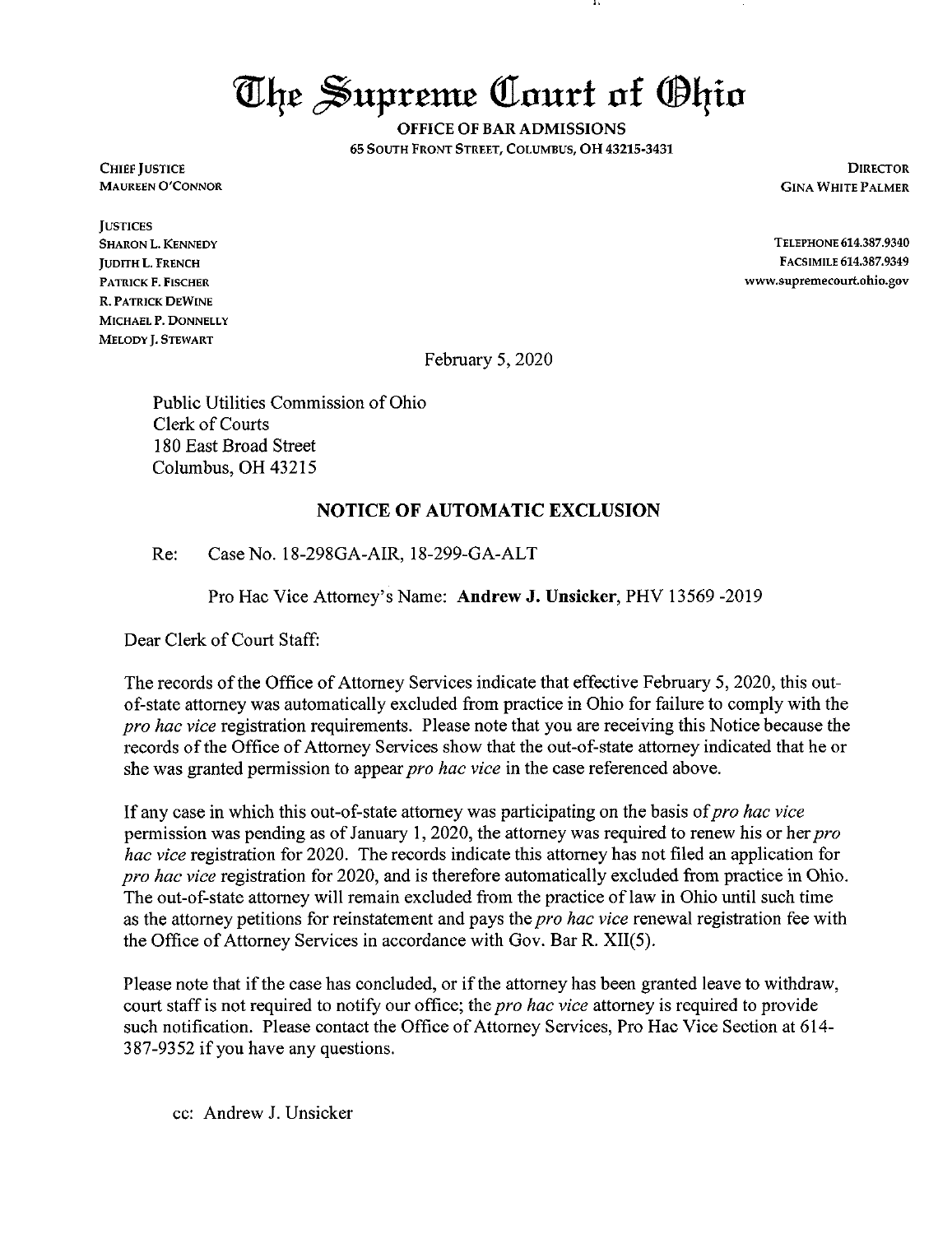# The Supreme Court of Ohio

**OFFICE OF BAR ADMISSIONS**
65 SOUTH FRONT STREET, COLUMBUS, OH 43215-3431

CHIEF JUSTICE
MAUREEN O'CONNOR

JUSTICES
SHARON L. KENNEDY
JUDITH L. FRENCH
PATRICK F. FISCHER
R. PATRICK DEWINE
MICHAEL P. DONNELLY
MELODY J. STEWART

DIRECTOR
GINA WHITE PALMER

TELEPHONE 614.387.9340
FACSIMILE 614.387.9349
www.supremecourt.ohio.gov

February 5, 2020

Public Utilities Commission of Ohio
Clerk of Courts
180 East Broad Street
Columbus, OH 43215

## NOTICE OF AUTOMATIC EXCLUSION

Re: Case No. 18-298GA-AIR, 18-299-GA-ALT

Pro Hac Vice Attorney's Name: **Andrew J. Unsicker**, PHV 13569 -2019

Dear Clerk of Court Staff:

The records of the Office of Attorney Services indicate that effective February 5, 2020, this out-of-state attorney was automatically excluded from practice in Ohio for failure to comply with the *pro hac vice* registration requirements. Please note that you are receiving this Notice because the records of the Office of Attorney Services show that the out-of-state attorney indicated that he or she was granted permission to appear *pro hac vice* in the case referenced above.

If any case in which this out-of-state attorney was participating on the basis of *pro hac vice* permission was pending as of January 1, 2020, the attorney was required to renew his or her *pro hac vice* registration for 2020. The records indicate this attorney has not filed an application for *pro hac vice* registration for 2020, and is therefore automatically excluded from practice in Ohio. The out-of-state attorney will remain excluded from the practice of law in Ohio until such time as the attorney petitions for reinstatement and pays the *pro hac vice* renewal registration fee with the Office of Attorney Services in accordance with Gov. Bar R. XII(5).

Please note that if the case has concluded, or if the attorney has been granted leave to withdraw, court staff is not required to notify our office; the *pro hac vice* attorney is required to provide such notification. Please contact the Office of Attorney Services, Pro Hac Vice Section at 614-387-9352 if you have any questions.

cc: Andrew J. Unsicker